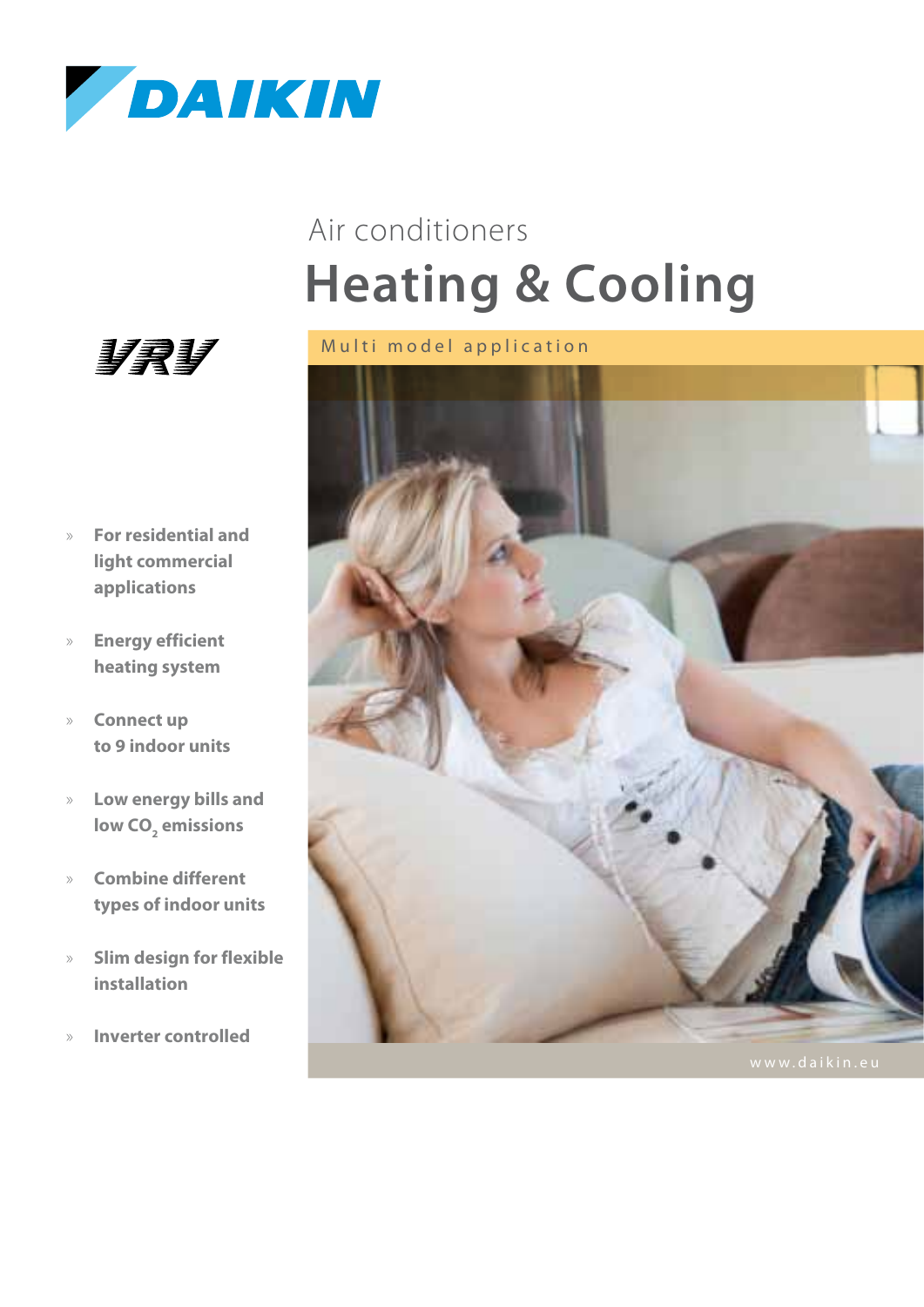DAIKIN

Air conditioners

# Heating & Cooling

VRV

Multi model application

- For residential and light commercial applications
- Energy efficient heating system
- Connect up to 9 indoor units
- Low energy bills and low $CO_2$ emissions
- Combine different types of indoor units
- Slim design for flexible installation
- Inverter controlled

www.daikin.eu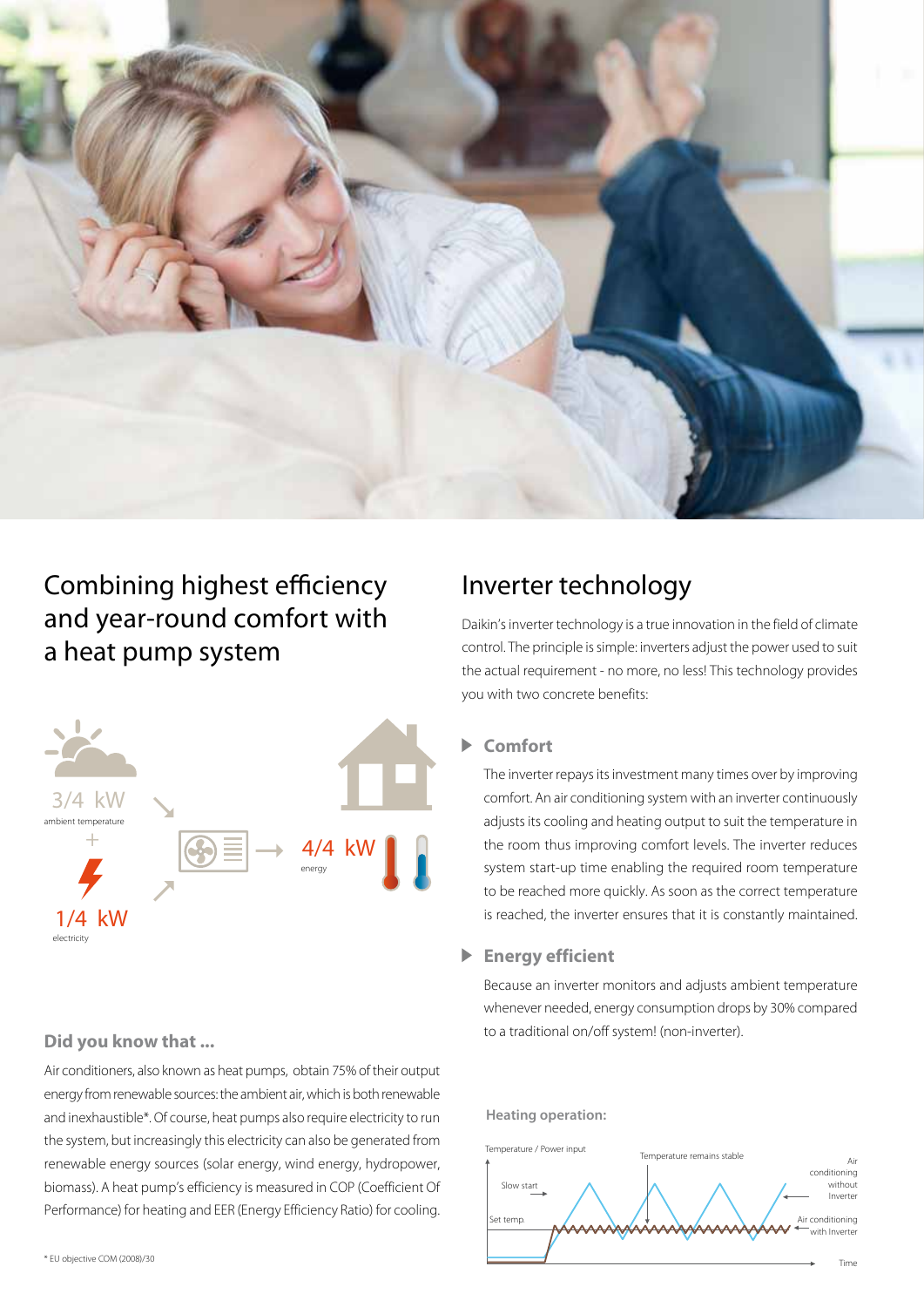## Combining highest efficiency and year-round comfort with a heat pump system

3/4 kW
ambient temperature

+

1/4 kW
electricity

4/4 kW
energy

### Did you know that ...

Air conditioners, also known as heat pumps, obtain 75% of their output energy from renewable sources: the ambient air, which is both renewable and inexhaustible*. Of course, heat pumps also require electricity to run the system, but increasingly this electricity can also be generated from renewable energy sources (solar energy, wind energy, hydropower, biomass). A heat pump's efficiency is measured in COP (Coefficient Of Performance) for heating and EER (Energy Efficiency Ratio) for cooling.

\* EU objective COM (2008)/30

## Inverter technology

Daikin's inverter technology is a true innovation in the field of climate control. The principle is simple: inverters adjust the power used to suit the actual requirement - no more, no less! This technology provides you with two concrete benefits:

### Comfort

The inverter repays its investment many times over by improving comfort. An air conditioning system with an inverter continuously adjusts its cooling and heating output to suit the temperature in the room thus improving comfort levels. The inverter reduces system start-up time enabling the required room temperature to be reached more quickly. As soon as the correct temperature is reached, the inverter ensures that it is constantly maintained.

### Energy efficient

Because an inverter monitors and adjusts ambient temperature whenever needed, energy consumption drops by 30% compared to a traditional on/off system! (non-inverter).

**Heating operation:**

Temperature / Power input

Temperature remains stable

Slow start

Set temp.

Air conditioning without Inverter

Air conditioning with Inverter

Time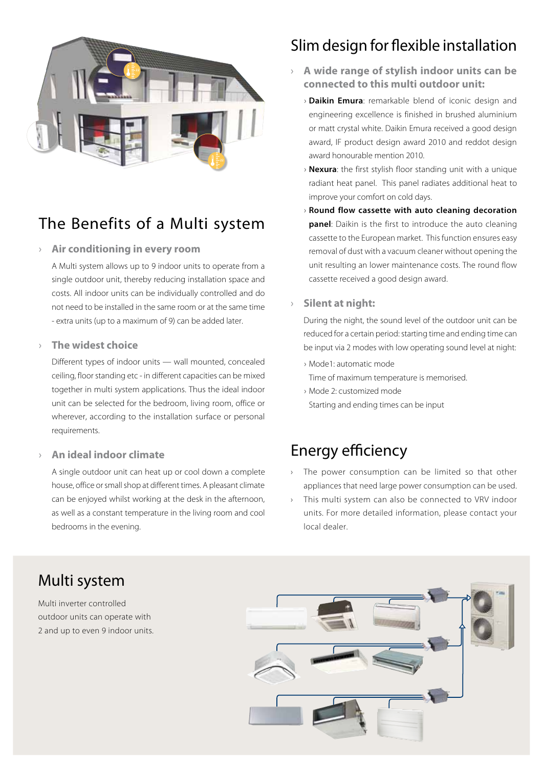## The Benefits of a Multi system

### Air conditioning in every room

A Multi system allows up to 9 indoor units to operate from a single outdoor unit, thereby reducing installation space and costs. All indoor units can be individually controlled and do not need to be installed in the same room or at the same time - extra units (up to a maximum of 9) can be added later.

### The widest choice

Different types of indoor units — wall mounted, concealed ceiling, floor standing etc - in different capacities can be mixed together in multi system applications. Thus the ideal indoor unit can be selected for the bedroom, living room, office or wherever, according to the installation surface or personal requirements.

### An ideal indoor climate

A single outdoor unit can heat up or cool down a complete house, office or small shop at different times. A pleasant climate can be enjoyed whilst working at the desk in the afternoon, as well as a constant temperature in the living room and cool bedrooms in the evening.

## Slim design for flexible installation

### A wide range of stylish indoor units can be connected to this multi outdoor unit:

- **Daikin Emura**: remarkable blend of iconic design and engineering excellence is finished in brushed aluminium or matt crystal white. Daikin Emura received a good design award, IF product design award 2010 and reddot design award honourable mention 2010.
- **Nexura**: the first stylish floor standing unit with a unique radiant heat panel. This panel radiates additional heat to improve your comfort on cold days.
- **Round flow cassette with auto cleaning decoration panel**: Daikin is the first to introduce the auto cleaning cassette to the European market. This function ensures easy removal of dust with a vacuum cleaner without opening the unit resulting an lower maintenance costs. The round flow cassette received a good design award.

### Silent at night:

During the night, the sound level of the outdoor unit can be reduced for a certain period: starting time and ending time can be input via 2 modes with low operating sound level at night:

- Mode1: automatic mode
  Time of maximum temperature is memorised.
- Mode 2: customized mode
  Starting and ending times can be input

## Energy efficiency

- The power consumption can be limited so that other appliances that need large power consumption can be used.
- This multi system can also be connected to VRV indoor units. For more detailed information, please contact your local dealer.

## Multi system

Multi inverter controlled outdoor units can operate with 2 and up to even 9 indoor units.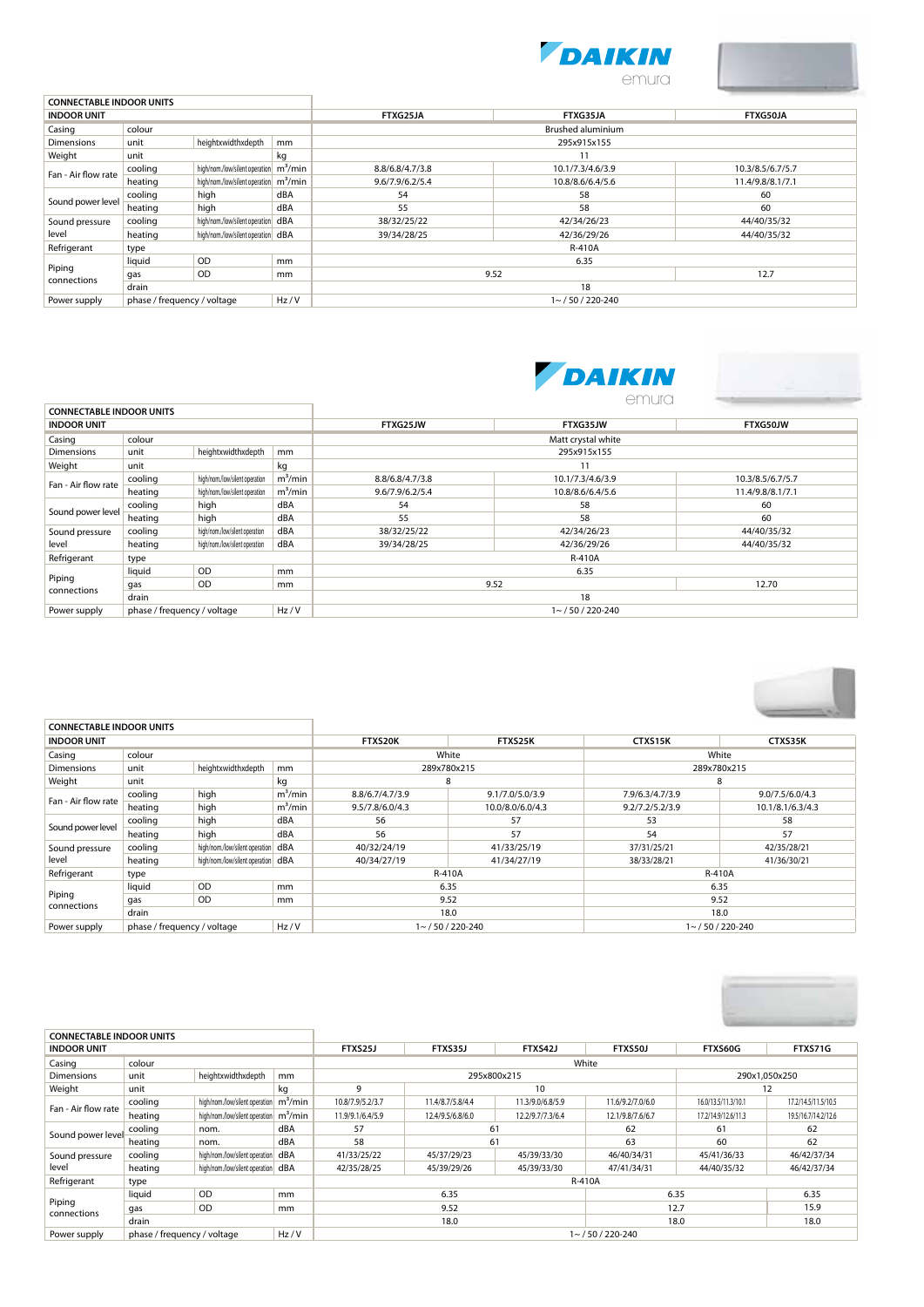DAIKIN emura

| CONNECTABLE INDOOR UNITS | | | | | | |
|---|---|---|---|---|---|---|
| **INDOOR UNIT** | | | | **FTXG25JA** | **FTXG35JA** | **FTXG50JA** |
| Casing | colour | | | Brushed aluminium | | |
| Dimensions | unit | heightxwidthxdepth | mm | 295x915x155 | | |
| Weight | unit | | kg | 11 | | |
| Fan - Air flow rate | cooling | high/nom./low/silent operation | $m^3$/min | 8.8/6.8/4.7/3.8 | 10.1/7.3/4.6/3.9 | 10.3/8.5/6.7/5.7 |
| | heating | high/nom./low/silent operation | $m^3$/min | 9.6/7.9/6.2/5.4 | 10.8/8.6/6.4/5.6 | 11.4/9.8/8.1/7.1 |
| Sound power level | cooling | high | dBA | 54 | 58 | 60 |
| | heating | high | dBA | 55 | 58 | 60 |
| Sound pressure level | cooling | high/nom./low/silent operation | dBA | 38/32/25/22 | 42/34/26/23 | 44/40/35/32 |
| | heating | high/nom./low/silent operation | dBA | 39/34/28/25 | 42/36/29/26 | 44/40/35/32 |
| Refrigerant | type | | | R-410A | | |
| Piping connections | liquid | OD | mm | 6.35 | | |
| | gas | OD | mm | 9.52 | | 12.7 |
| | drain | | | 18 | | |
| Power supply | phase / frequency / voltage | | Hz / V | 1~ / 50 / 220-240 | | |

DAIKIN emura

| CONNECTABLE INDOOR UNITS | | | | | | |
|---|---|---|---|---|---|---|
| **INDOOR UNIT** | | | | **FTXG25JW** | **FTXG35JW** | **FTXG50JW** |
| Casing | colour | | | Matt crystal white | | |
| Dimensions | unit | heightxwidthxdepth | mm | 295x915x155 | | |
| Weight | unit | | kg | 11 | | |
| Fan - Air flow rate | cooling | high/nom./low/silent operation | $m^3$/min | 8.8/6.8/4.7/3.8 | 10.1/7.3/4.6/3.9 | 10.3/8.5/6.7/5.7 |
| | heating | high/nom./low/silent operation | $m^3$/min | 9.6/7.9/6.2/5.4 | 10.8/8.6/6.4/5.6 | 11.4/9.8/8.1/7.1 |
| Sound power level | cooling | high | dBA | 54 | 58 | 60 |
| | heating | high | dBA | 55 | 58 | 60 |
| Sound pressure level | cooling | high/nom./low/silent operation | dBA | 38/32/25/22 | 42/34/26/23 | 44/40/35/32 |
| | heating | high/nom./low/silent operation | dBA | 39/34/28/25 | 42/36/29/26 | 44/40/35/32 |
| Refrigerant | type | | | R-410A | | |
| Piping connections | liquid | OD | mm | 6.35 | | |
| | gas | OD | mm | 9.52 | | 12.70 |
| | drain | | | 18 | | |
| Power supply | phase / frequency / voltage | | Hz / V | 1~ / 50 / 220-240 | | |

| CONNECTABLE INDOOR UNITS | | | | | | | |
|---|---|---|---|---|---|---|---|
| **INDOOR UNIT** | | | | **FTXS20K** | **FTXS25K** | **CTXS15K** | **CTXS35K** |
| Casing | colour | | | White | | White | |
| Dimensions | unit | heightxwidthxdepth | mm | 289x780x215 | | 289x780x215 | |
| Weight | unit | | kg | 8 | | 8 | |
| Fan - Air flow rate | cooling | high | $m^3$/min | 8.8/6.7/4.7/3.9 | 9.1/7.0/5.0/3.9 | 7.9/6.3/4.7/3.9 | 9.0/7.5/6.0/4.3 |
| | heating | high | $m^3$/min | 9.5/7.8/6.0/4.3 | 10.0/8.0/6.0/4.3 | 9.2/7.2/5.2/3.9 | 10.1/8.1/6.3/4.3 |
| Sound power level | cooling | high | dBA | 56 | 57 | 53 | 58 |
| | heating | high | dBA | 56 | 57 | 54 | 57 |
| Sound pressure level | cooling | high/nom./low/silent operation | dBA | 40/32/24/19 | 41/33/25/19 | 37/31/25/21 | 42/35/28/21 |
| | heating | high/nom./low/silent operation | dBA | 40/34/27/19 | 41/34/27/19 | 38/33/28/21 | 41/36/30/21 |
| Refrigerant | type | | | R-410A | | R-410A | |
| Piping connections | liquid | OD | mm | 6.35 | | 6.35 | |
| | gas | OD | mm | 9.52 | | 9.52 | |
| | drain | | | 18.0 | | 18.0 | |
| Power supply | phase / frequency / voltage | | Hz / V | 1~ / 50 / 220-240 | | 1~ / 50 / 220-240 | |

| CONNECTABLE INDOOR UNITS | | | | | | | | | |
|---|---|---|---|---|---|---|---|---|---|
| **INDOOR UNIT** | | | | **FTXS25J** | **FTXS35J** | **FTXS42J** | **FTXS50J** | **FTXS60G** | **FTXS71G** |
| Casing | colour | | | White | | | | | |
| Dimensions | unit | heightxwidthxdepth | mm | 295x800x215 | | | | 290x1,050x250 | |
| Weight | unit | | kg | 9 | 10 | | | 12 | |
| Fan - Air flow rate | cooling | high/nom./low/silent operation | $m^3$/min | 10.8/7.9/5.2/3.7 | 11.4/8.7/5.8/4.4 | 11.3/9.0/6.8/5.9 | 11.6/9.2/7.0/6.0 | 16.0/13.5/11.3/10.1 | 17.2/14.5/11.5/10.5 |
| | heating | high/nom./low/silent operation | $m^3$/min | 11.9/9.1/6.4/5.9 | 12.4/9.5/6.8/6.0 | 12.2/9.7/7.3/6.4 | 12.1/9.8/7.6/6.7 | 17.2/14.9/12.6/11.3 | 19.5/16.7/14.2/12.6 |
| Sound power level | cooling | nom. | dBA | 57 | 61 | | 62 | 61 | 62 |
| | heating | nom. | dBA | 58 | 61 | | 63 | 60 | 62 |
| Sound pressure level | cooling | high/nom./low/silent operation | dBA | 41/33/25/22 | 45/37/29/23 | 45/39/33/30 | 46/40/34/31 | 45/41/36/33 | 46/42/37/34 |
| | heating | high/nom./low/silent operation | dBA | 42/35/28/25 | 45/39/29/26 | 45/39/33/30 | 47/41/34/31 | 44/40/35/32 | 46/42/37/34 |
| Refrigerant | type | | | R-410A | | | | | |
| Piping connections | liquid | OD | mm | 6.35 | | | 6.35 | | 6.35 |
| | gas | OD | mm | 9.52 | | | 12.7 | | 15.9 |
| | drain | | | 18.0 | | | 18.0 | | 18.0 |
| Power supply | phase / frequency / voltage | | Hz / V | 1~ / 50 / 220-240 | | | | | |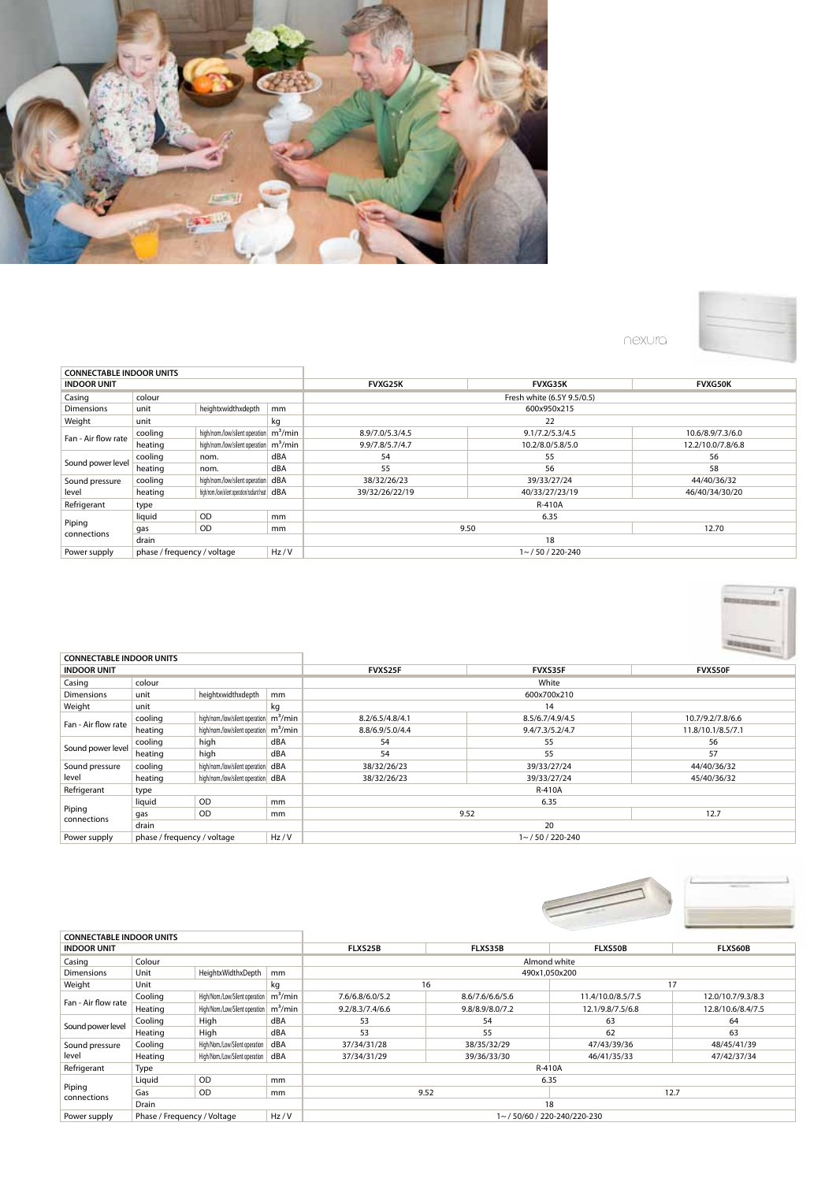nexura

| CONNECTABLE INDOOR UNITS | | | | | | |
|---|---|---|---|---|---|---|
| **INDOOR UNIT** | | | | **FVXG25K** | **FVXG35K** | **FVXG50K** |
| Casing | colour | | | Fresh white (6.5Y 9.5/0.5) | | |
| Dimensions | unit | heightxwidthxdepth | mm | 600x950x215 | | |
| Weight | unit | | kg | 22 | | |
| Fan - Air flow rate | cooling | high/nom./low/silent operation | m³/min | 8.9/7.0/5.3/4.5 | 9.1/7.2/5.3/4.5 | 10.6/8.9/7.3/6.0 |
| | heating | high/nom./low/silent operation | m³/min | 9.9/7.8/5.7/4.7 | 10.2/8.0/5.8/5.0 | 12.2/10.0/7.8/6.8 |
| Sound power level | cooling | nom. | dBA | 54 | 55 | 56 |
| | heating | nom. | dBA | 55 | 56 | 58 |
| Sound pressure level | cooling | high/nom./low/silent operation | dBA | 38/32/26/23 | 39/33/27/24 | 44/40/36/32 |
| | heating | high/nom./low/silent operation/radiant heat | dBA | 39/32/26/22/19 | 40/33/27/23/19 | 46/40/34/30/20 |
| Refrigerant | type | | | R-410A | | |
| Piping connections | liquid | OD | mm | 6.35 | | |
| | gas | OD | mm | 9.50 | | 12.70 |
| | drain | | | 18 | | |
| Power supply | phase / frequency / voltage | | Hz / V | 1~ / 50 / 220-240 | | |

| CONNECTABLE INDOOR UNITS | | | | | | |
|---|---|---|---|---|---|---|
| **INDOOR UNIT** | | | | **FVXS25F** | **FVXS35F** | **FVXS50F** |
| Casing | colour | | | White | | |
| Dimensions | unit | heightxwidthxdepth | mm | 600x700x210 | | |
| Weight | unit | | kg | 14 | | |
| Fan - Air flow rate | cooling | high/nom./low/silent operation | m³/min | 8.2/6.5/4.8/4.1 | 8.5/6.7/4.9/4.5 | 10.7/9.2/7.8/6.6 |
| | heating | high/nom./low/silent operation | m³/min | 8.8/6.9/5.0/4.4 | 9.4/7.3/5.2/4.7 | 11.8/10.1/8.5/7.1 |
| Sound power level | cooling | high | dBA | 54 | 55 | 56 |
| | heating | high | dBA | 54 | 55 | 57 |
| Sound pressure level | cooling | high/nom./low/silent operation | dBA | 38/32/26/23 | 39/33/27/24 | 44/40/36/32 |
| | heating | high/nom./low/silent operation | dBA | 38/32/26/23 | 39/33/27/24 | 45/40/36/32 |
| Refrigerant | type | | | R-410A | | |
| Piping connections | liquid | OD | mm | 6.35 | | |
| | gas | OD | mm | 9.52 | | 12.7 |
| | drain | | | 20 | | |
| Power supply | phase / frequency / voltage | | Hz / V | 1~ / 50 / 220-240 | | |

| CONNECTABLE INDOOR UNITS | | | | | | | |
|---|---|---|---|---|---|---|---|
| **INDOOR UNIT** | | | | **FLXS25B** | **FLXS35B** | **FLXS50B** | **FLXS60B** |
| Casing | Colour | | | Almond white | | | |
| Dimensions | Unit | HeightxWidthxDepth | mm | 490x1,050x200 | | | |
| Weight | Unit | | kg | 16 | | 17 | |
| Fan - Air flow rate | Cooling | High/Nom./Low/Silent operation | m³/min | 7.6/6.8/6.0/5.2 | 8.6/7.6/6.6/5.6 | 11.4/10.0/8.5/7.5 | 12.0/10.7/9.3/8.3 |
| | Heating | High/Nom./Low/Silent operation | m³/min | 9.2/8.3/7.4/6.6 | 9.8/8.9/8.0/7.2 | 12.1/9.8/7.5/6.8 | 12.8/10.6/8.4/7.5 |
| Sound power level | Cooling | High | dBA | 53 | 54 | 63 | 64 |
| | Heating | High | dBA | 53 | 55 | 62 | 63 |
| Sound pressure level | Cooling | High/Nom./Low/Silent operation | dBA | 37/34/31/28 | 38/35/32/29 | 47/43/39/36 | 48/45/41/39 |
| | Heating | High/Nom./Low/Silent operation | dBA | 37/34/31/29 | 39/36/33/30 | 46/41/35/33 | 47/42/37/34 |
| Refrigerant | Type | | | R-410A | | | |
| Piping connections | Liquid | OD | mm | 6.35 | | | |
| | Gas | OD | mm | 9.52 | | 12.7 | |
| | Drain | | | 18 | | | |
| Power supply | Phase / Frequency / Voltage | | Hz / V | 1~ / 50/60 / 220-240/220-230 | | | |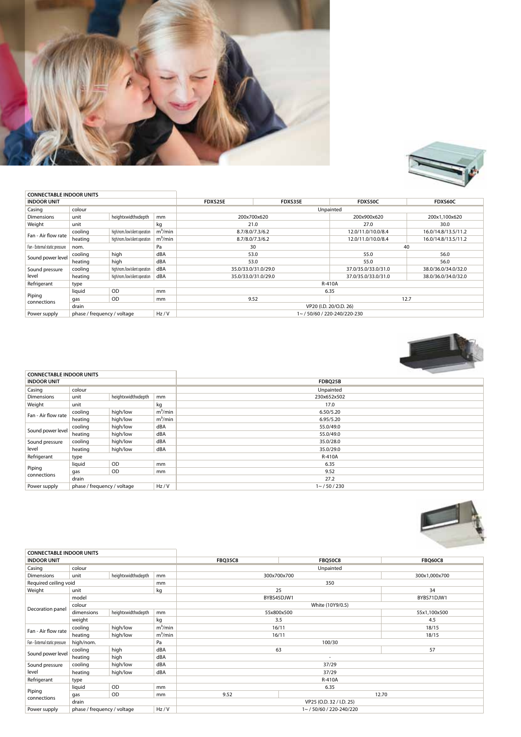## CONNECTABLE INDOOR UNITS

| INDOOR UNIT | | | | FDXS25E | FDXS35E | FDXS50C | FDXS60C |
|---|---|---|---|---|---|---|---|
| Casing | colour | | | Unpainted | | | |
| Dimensions | unit | heightxwidthxdepth | mm | 200x700x620 | | 200x900x620 | 200x1,100x620 |
| Weight | unit | | kg | 21.0 | | 27.0 | 30.0 |
| Fan - Air flow rate | cooling | high/nom./low/silent operation | $m^3/min$ | 8.7/8.0/7.3/6.2 | | 12.0/11.0/10.0/8.4 | 16.0/14.8/13.5/11.2 |
| | heating | high/nom./low/silent operation | $m^3/min$ | 8.7/8.0/7.3/6.2 | | 12.0/11.0/10.0/8.4 | 16.0/14.8/13.5/11.2 |
| Fan - External static pressure | nom. | | Pa | 30 | | 40 | |
| Sound power level | cooling | high | dBA | 53.0 | | 55.0 | 56.0 |
| | heating | high | dBA | 53.0 | | 55.0 | 56.0 |
| Sound pressure level | cooling | high/nom./low/silent operation | dBA | 35.0/33.0/31.0/29.0 | | 37.0/35.0/33.0/31.0 | 38.0/36.0/34.0/32.0 |
| | heating | high/nom./low/silent operation | dBA | 35.0/33.0/31.0/29.0 | | 37.0/35.0/33.0/31.0 | 38.0/36.0/34.0/32.0 |
| Refrigerant | type | | | R-410A | | | |
| Piping connections | liquid | OD | mm | 6.35 | | | |
| | gas | OD | mm | 9.52 | | 12.7 | |
| | drain | | | VP20 (I.D. 20/O.D. 26) | | | |
| Power supply | phase / frequency / voltage | | Hz / V | 1~ / 50/60 / 220-240/220-230 | | | |

## CONNECTABLE INDOOR UNITS

| INDOOR UNIT | | | | FDBQ25B |
|---|---|---|---|---|
| Casing | colour | | | Unpainted |
| Dimensions | unit | heightxwidthxdepth | mm | 230x652x502 |
| Weight | unit | | kg | 17.0 |
| Fan - Air flow rate | cooling | high/low | $m^3/min$ | 6.50/5.20 |
| | heating | high/low | $m^3/min$ | 6.95/5.20 |
| Sound power level | cooling | high/low | dBA | 55.0/49.0 |
| | heating | high/low | dBA | 55.0/49.0 |
| Sound pressure level | cooling | high/low | dBA | 35.0/28.0 |
| | heating | high/low | dBA | 35.0/29.0 |
| Refrigerant | type | | | R-410A |
| Piping connections | liquid | OD | mm | 6.35 |
| | gas | OD | mm | 9.52 |
| | drain | | | 27.2 |
| Power supply | phase / frequency / voltage | | Hz / V | 1~ / 50 / 230 |

## CONNECTABLE INDOOR UNITS

| INDOOR UNIT | | | | FBQ35C8 | FBQ50C8 | FBQ60C8 |
|---|---|---|---|---|---|---|
| Casing | colour | | | Unpainted | | |
| Dimensions | unit | heightxwidthxdepth | mm | 300x700x700 | | 300x1,000x700 |
| Required ceiling void | | | mm | 350 | | |
| Weight | unit | | kg | 25 | | 34 |
| Decoration panel | model | | | BYBS45DJW1 | | BYBS71DJW1 |
| | colour | | | White (10Y9/0.5) | | |
| | dimensions | heightxwidthxdepth | mm | 55x800x500 | | 55x1,100x500 |
| | weight | | kg | 3.5 | | 4.5 |
| Fan - Air flow rate | cooling | high/low | $m^3/min$ | 16/11 | | 18/15 |
| | heating | high/low | $m^3/min$ | 16/11 | | 18/15 |
| Fan - External static pressure | high/nom. | | Pa | 100/30 | | |
| Sound power level | cooling | high | dBA | 63 | | 57 |
| | heating | high | dBA | - | | |
| Sound pressure level | cooling | high/low | dBA | 37/29 | | |
| | heating | high/low | dBA | 37/29 | | |
| Refrigerant | type | | | R-410A | | |
| Piping connections | liquid | OD | mm | 6.35 | | |
| | gas | OD | mm | 9.52 | 12.70 | |
| | drain | | | VP25 (O.D. 32 / I.D. 25) | | |
| Power supply | phase / frequency / voltage | | Hz / V | 1~ / 50/60 / 220-240/220 | | |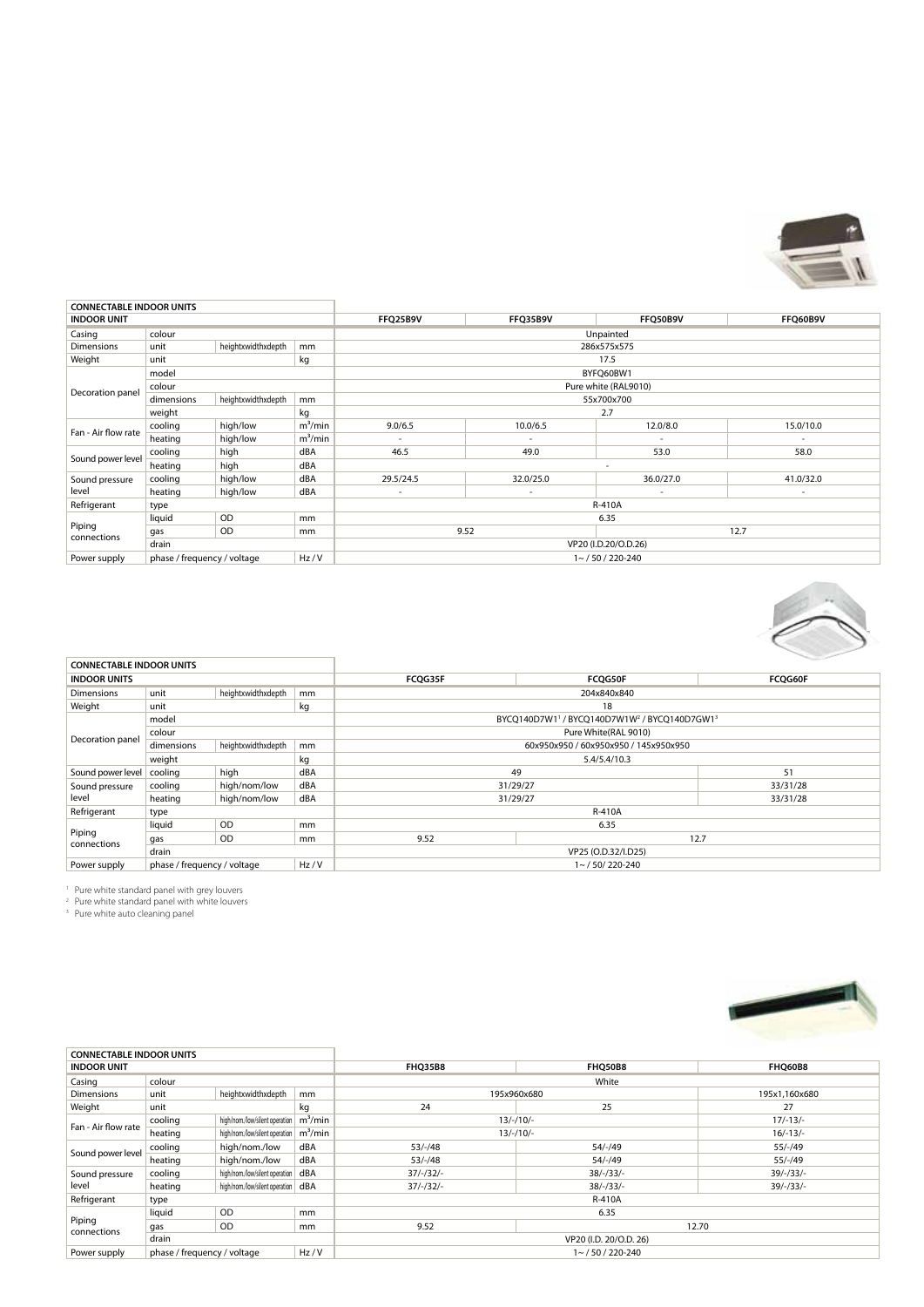| CONNECTABLE INDOOR UNITS | | | | | | | |
|---|---|---|---|---|---|---|---|
| **INDOOR UNIT** | | | | **FFQ25B9V** | **FFQ35B9V** | **FFQ50B9V** | **FFQ60B9V** |
| Casing | colour | | | Unpainted | | | |
| Dimensions | unit | heightxwidthxdepth | mm | 286x575x575 | | | |
| Weight | unit | | kg | 17.5 | | | |
| Decoration panel | model | | | BYFQ60BW1 | | | |
| | colour | | | Pure white (RAL9010) | | | |
| | dimensions | heightxwidthxdepth | mm | 55x700x700 | | | |
| | weight | | kg | 2.7 | | | |
| Fan - Air flow rate | cooling | high/low | $m^3/min$ | 9.0/6.5 | 10.0/6.5 | 12.0/8.0 | 15.0/10.0 |
| | heating | high/low | $m^3/min$ | - | - | - | - |
| Sound power level | cooling | high | dBA | 46.5 | 49.0 | 53.0 | 58.0 |
| | heating | high | dBA | - | | | |
| Sound pressure level | cooling | high/low | dBA | 29.5/24.5 | 32.0/25.0 | 36.0/27.0 | 41.0/32.0 |
| | heating | high/low | dBA | - | - | - | - |
| Refrigerant | type | | | R-410A | | | |
| Piping connections | liquid | OD | mm | 6.35 | | | |
| | gas | OD | mm | 9.52 | | 12.7 | |
| | drain | | | VP20 (I.D.20/O.D.26) | | | |
| Power supply | phase / frequency / voltage | | Hz / V | 1~ / 50 / 220-240 | | | |

| CONNECTABLE INDOOR UNITS | | | | | | |
|---|---|---|---|---|---|---|
| **INDOOR UNITS** | | | | **FCQG35F** | **FCQG50F** | **FCQG60F** |
| Dimensions | unit | heightxwidthxdepth | mm | 204x840x840 | | |
| Weight | unit | | kg | 18 | | |
| Decoration panel | model | | | BYCQ140D7W1[1] / BYCQ140D7W1W[2] / BYCQ140D7GW1[3] | | |
| | colour | | | Pure White(RAL 9010) | | |
| | dimensions | heightxwidthxdepth | mm | 60x950x950 / 60x950x950 / 145x950x950 | | |
| | weight | | kg | 5.4/5.4/10.3 | | |
| Sound power level | cooling | high | dBA | 49 | | 51 |
| Sound pressure level | cooling | high/nom/low | dBA | 31/29/27 | | 33/31/28 |
| | heating | high/nom/low | dBA | 31/29/27 | | 33/31/28 |
| Refrigerant | type | | | R-410A | | |
| Piping connections | liquid | OD | mm | 6.35 | | |
| | gas | OD | mm | 9.52 | 12.7 | |
| | drain | | | VP25 (O.D.32/I.D25) | | |
| Power supply | phase / frequency / voltage | | Hz / V | 1~ / 50/ 220-240 | | |

[1] Pure white standard panel with grey louvers
[2] Pure white standard panel with white louvers
[3] Pure white auto cleaning panel

| CONNECTABLE INDOOR UNITS | | | | | | |
|---|---|---|---|---|---|---|
| **INDOOR UNIT** | | | | **FHQ35B8** | **FHQ50B8** | **FHQ60B8** |
| Casing | colour | | | White | | |
| Dimensions | unit | heightxwidthxdepth | mm | 195x960x680 | | 195x1,160x680 |
| Weight | unit | | kg | 24 | 25 | 27 |
| Fan - Air flow rate | cooling | high/nom./low/silent operation | $m^3/min$ | 13/-/10/- | | 17/-13/- |
| | heating | high/nom./low/silent operation | $m^3/min$ | 13/-/10/- | | 16/-13/- |
| Sound power level | cooling | high/nom./low | dBA | 53/-/48 | 54/-/49 | 55/-/49 |
| | heating | high/nom./low | dBA | 53/-/48 | 54/-/49 | 55/-/49 |
| Sound pressure level | cooling | high/nom./low/silent operation | dBA | 37/-/32/- | 38/-/33/- | 39/-/33/- |
| | heating | high/nom./low/silent operation | dBA | 37/-/32/- | 38/-/33/- | 39/-/33/- |
| Refrigerant | type | | | R-410A | | |
| Piping connections | liquid | OD | mm | 6.35 | | |
| | gas | OD | mm | 9.52 | 12.70 | |
| | drain | | | VP20 (I.D. 20/O.D. 26) | | |
| Power supply | phase / frequency / voltage | | Hz / V | 1~ / 50 / 220-240 | | |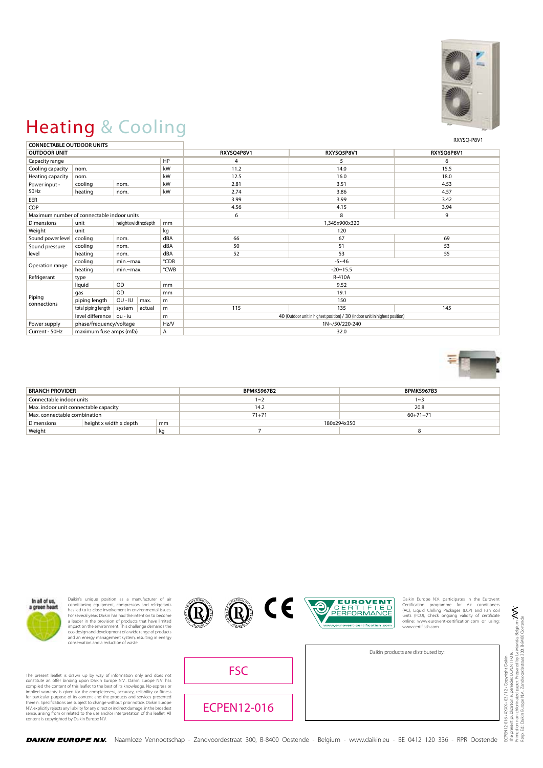# Heating & Cooling

RXYSQ-P8V1

| CONNECTABLE OUTDOOR UNITS | | | | | | | |
|---|---|---|---|---|---|---|---|
| OUTDOOR UNIT | | | | | RXYSQ4P8V1 | RXYSQ5P8V1 | RXYSQ6P8V1 |
| Capacity range | | | | HP | 4 | 5 | 6 |
| Cooling capacity | nom. | | | kW | 11.2 | 14.0 | 15.5 |
| Heating capacity | nom. | | | kW | 12.5 | 16.0 | 18.0 |
| Power input - 50Hz | cooling | nom. | | kW | 2.81 | 3.51 | 4.53 |
| | heating | nom. | | kW | 2.74 | 3.86 | 4.57 |
| EER | | | | | 3.99 | 3.99 | 3.42 |
| COP | | | | | 4.56 | 4.15 | 3.94 |
| Maximum number of connectable indoor units | | | | | 6 | 8 | 9 |
| Dimensions | unit | heightxwidthxdepth | | mm | 1,345x900x320 | | |
| Weight | unit | | | kg | 120 | | |
| Sound power level | cooling | nom. | | dBA | 66 | 67 | 69 |
| Sound pressure level | cooling | nom. | | dBA | 50 | 51 | 53 |
| | heating | nom. | | dBA | 52 | 53 | 55 |
| Operation range | cooling | min.~max. | | °CDB | -5~46 | | |
| | heating | min.~max. | | °CWB | -20~15.5 | | |
| Refrigerant | type | | | | R-410A | | |
| Piping connections | liquid | OD | | mm | 9.52 | | |
| | gas | OD | | mm | 19.1 | | |
| | piping length | OU - IU | max. | m | 150 | | |
| | total piping length | system | actual | m | 115 | 135 | 145 |
| | level difference | ou - iu | | m | 40 (Outdoor unit in highest position) / 30 (Indoor unit in highest position) | | |
| Power supply | phase/frequency/voltage | | | Hz/V | 1N~/50/220-240 | | |
| Current - 50Hz | maximum fuse amps (mfa) | | | A | 32.0 | | |

| BRANCH PROVIDER | | | BPMKS967B2 | BPMKS967B3 |
|---|---|---|---|---|
| Connectable indoor units | | | 1~2 | 1~3 |
| Max. indoor unit connectable capacity | | | 14.2 | 20.8 |
| Max. connectable combination | | | 71+71 | 60+71+71 |
| Dimensions | height x width x depth | mm | 180x294x350 | |
| Weight | | kg | 7 | 8 |

In all of us, a green heart

Daikin's unique position as a manufacturer of air conditioning equipment, compressors and refrigerants has led to its close involvement in environmental issues. For several years Daikin has had the intention to become a leader in the provision of products that have limited impact on the environment. This challenge demands the eco design and development of a wide range of products and an energy management system, resulting in energy conservation and a reduction of waste.

Daikin Europe N.V. participates in the Eurovent Certification programme for Air conditioners (AC), Liquid Chilling Packages (LCP) and Fan coil units (FCU). Check ongoing validity of certificate online: www.eurovent-certification.com or using: www.certiflash.com

The present leaflet is drawn up by way of information only and does not constitute an offer binding upon Daikin Europe N.V. Daikin Europe N.V. has compiled the content of this leaflet to the best of its knowledge. No express or implied warranty is given for the completeness, accuracy, reliability or fitness for particular purpose of its content and the products and services presented therein. Specifications are subject to change without prior notice. Daikin Europe N.V. explicitly rejects any liability for any direct or indirect damage, in the broadest sense, arising from or related to the use and/or interpretation of this leaflet. All content is copyrighted by Daikin Europe N.V.

FSC

ECPEN12-016

Daikin products are distributed by:

ECPEN12-016 • XXXX • 03 / 12 • Copyright Daikin
The present publication supersedes ECPEN11-016
Printed on non-chlorinated paper. Prepared by La Movida, Belgium
Resp. Ed.: Daikin Europe N.V., Zandvoordestraat 300, B-8400 Oostende

**DAIKIN EUROPE N.V.** Naamloze Vennootschap - Zandvoordestraat 300, B-8400 Oostende - Belgium - www.daikin.eu - BE 0412 120 336 - RPR Oostende